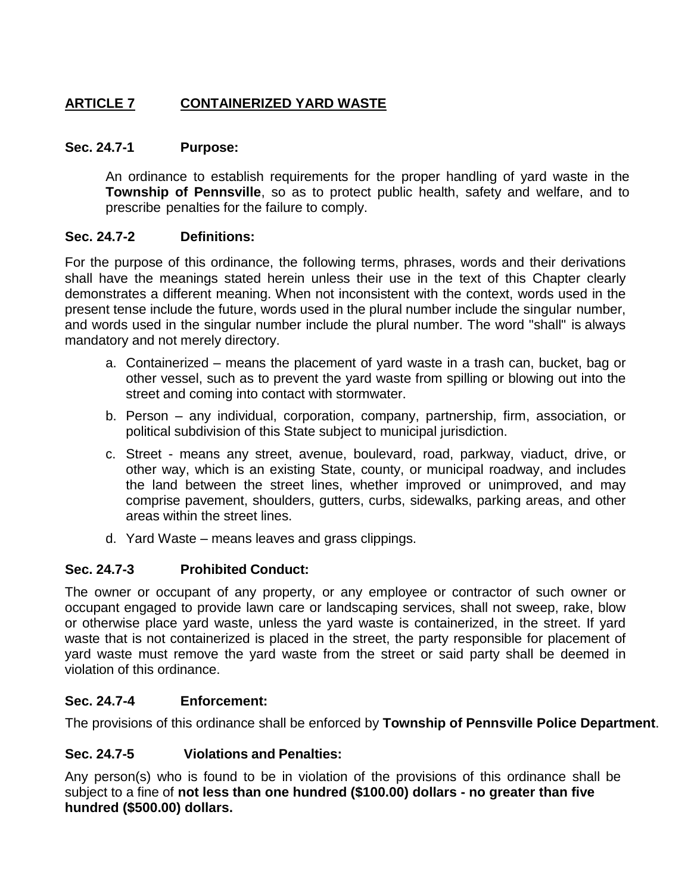## ARTICLE 7 CONTAINERIZED YARD WASTE

### Sec. 24.7-1 Purpose:

An ordinance to establish requirements for the proper handling of yard waste in the **Township of Pennsville**, so as to protect public health, safety and welfare, and to prescribe penalties for the failure to comply.

### Sec. 24.7-2 Definitions:

For the purpose of this ordinance, the following terms, phrases, words and their derivations shall have the meanings stated herein unless their use in the text of this Chapter clearly demonstrates a different meaning. When not inconsistent with the context, words used in the present tense include the future, words used in the plural number include the singular number, and words used in the singular number include the plural number. The word "shall" is always mandatory and not merely directory.

a. Containerized – means the placement of yard waste in a trash can, bucket, bag or other vessel, such as to prevent the yard waste from spilling or blowing out into the street and coming into contact with stormwater.

b. Person – any individual, corporation, company, partnership, firm, association, or political subdivision of this State subject to municipal jurisdiction.

c. Street - means any street, avenue, boulevard, road, parkway, viaduct, drive, or other way, which is an existing State, county, or municipal roadway, and includes the land between the street lines, whether improved or unimproved, and may comprise pavement, shoulders, gutters, curbs, sidewalks, parking areas, and other areas within the street lines.

d. Yard Waste – means leaves and grass clippings.

### Sec. 24.7-3 Prohibited Conduct:

The owner or occupant of any property, or any employee or contractor of such owner or occupant engaged to provide lawn care or landscaping services, shall not sweep, rake, blow or otherwise place yard waste, unless the yard waste is containerized, in the street. If yard waste that is not containerized is placed in the street, the party responsible for placement of yard waste must remove the yard waste from the street or said party shall be deemed in violation of this ordinance.

### Sec. 24.7-4 Enforcement:

The provisions of this ordinance shall be enforced by **Township of Pennsville Police Department**.

### Sec. 24.7-5 Violations and Penalties:

Any person(s) who is found to be in violation of the provisions of this ordinance shall be subject to a fine of **not less than one hundred ($100.00) dollars - no greater than five hundred ($500.00) dollars.**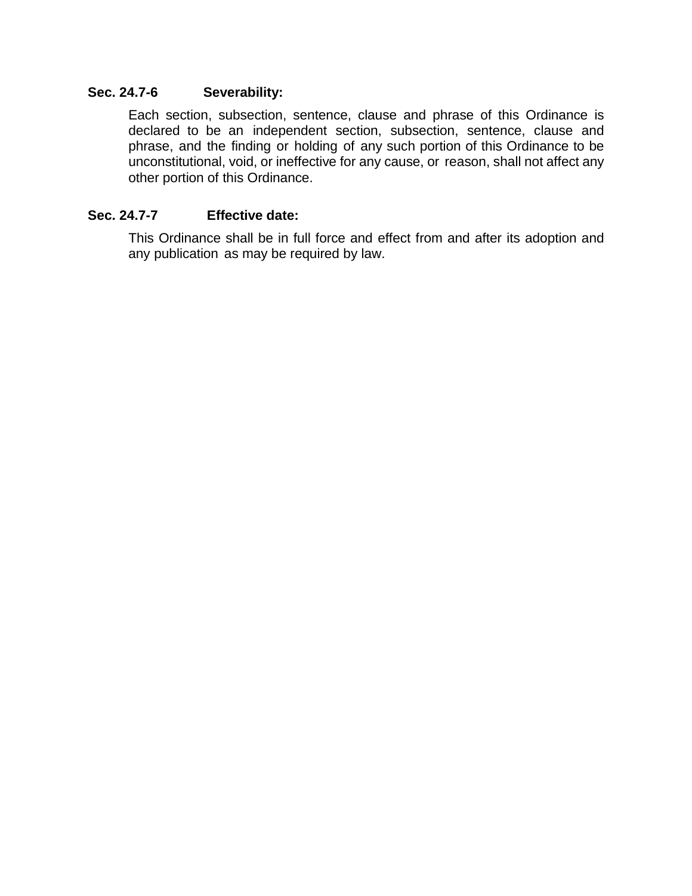**Sec. 24.7-6 Severability:**

Each section, subsection, sentence, clause and phrase of this Ordinance is declared to be an independent section, subsection, sentence, clause and phrase, and the finding or holding of any such portion of this Ordinance to be unconstitutional, void, or ineffective for any cause, or reason, shall not affect any other portion of this Ordinance.

**Sec. 24.7-7 Effective date:**

This Ordinance shall be in full force and effect from and after its adoption and any publication as may be required by law.